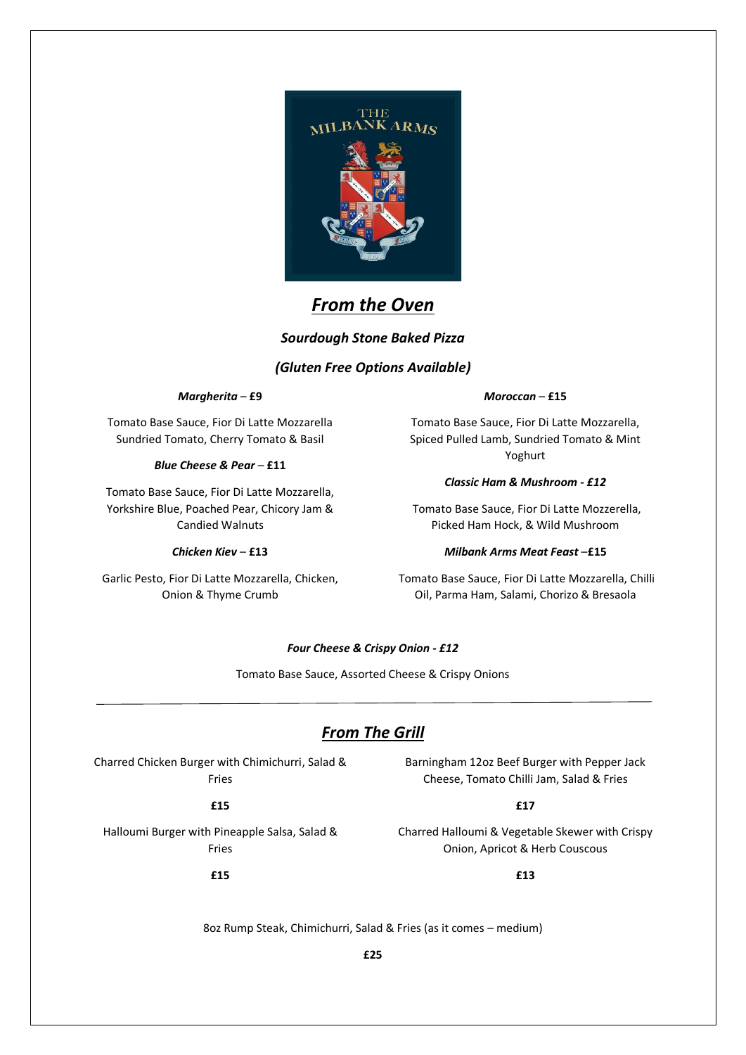THE MILBANK ARMS

# *From the Oven*

### *Sourdough Stone Baked Pizza*

### *(Gluten Free Options Available)*

***Margherita* – £9**

Tomato Base Sauce, Fior Di Latte Mozzarella Sundried Tomato, Cherry Tomato & Basil

***Blue Cheese & Pear* – £11**

Tomato Base Sauce, Fior Di Latte Mozzarella, Yorkshire Blue, Poached Pear, Chicory Jam & Candied Walnuts

***Chicken Kiev* – £13**

Garlic Pesto, Fior Di Latte Mozzarella, Chicken, Onion & Thyme Crumb

***Moroccan* – £15**

Tomato Base Sauce, Fior Di Latte Mozzarella, Spiced Pulled Lamb, Sundried Tomato & Mint Yoghurt

***Classic Ham & Mushroom - £12***

Tomato Base Sauce, Fior Di Latte Mozzerella, Picked Ham Hock, & Wild Mushroom

***Milbank Arms Meat Feast* –£15**

Tomato Base Sauce, Fior Di Latte Mozzarella, Chilli Oil, Parma Ham, Salami, Chorizo & Bresaola

***Four Cheese & Crispy Onion - £12***

Tomato Base Sauce, Assorted Cheese & Crispy Onions

---

# *From The Grill*

Charred Chicken Burger with Chimichurri, Salad & Fries

**£15**

Halloumi Burger with Pineapple Salsa, Salad & Fries

**£15**

Barningham 12oz Beef Burger with Pepper Jack Cheese, Tomato Chilli Jam, Salad & Fries

**£17**

Charred Halloumi & Vegetable Skewer with Crispy Onion, Apricot & Herb Couscous

**£13**

8oz Rump Steak, Chimichurri, Salad & Fries (as it comes – medium)

**£25**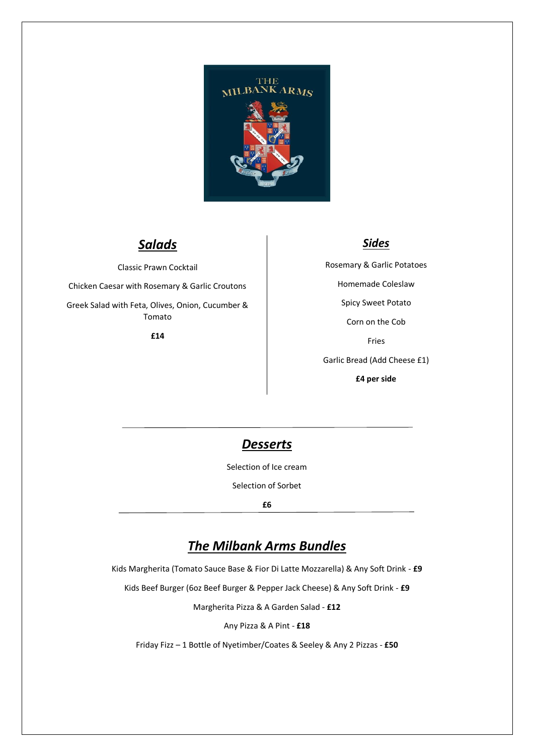THE MILBANK ARMS

## ***Salads***

Classic Prawn Cocktail

Chicken Caesar with Rosemary & Garlic Croutons

Greek Salad with Feta, Olives, Onion, Cucumber & Tomato

**£14**

## ***Sides***

Rosemary & Garlic Potatoes

Homemade Coleslaw

Spicy Sweet Potato

Corn on the Cob

Fries

Garlic Bread (Add Cheese £1)

**£4 per side**

## ***Desserts***

Selection of Ice cream

Selection of Sorbet

**£6**

## ***The Milbank Arms Bundles***

Kids Margherita (Tomato Sauce Base & Fior Di Latte Mozzarella) & Any Soft Drink - **£9**

Kids Beef Burger (6oz Beef Burger & Pepper Jack Cheese) & Any Soft Drink - **£9**

Margherita Pizza & A Garden Salad - **£12**

Any Pizza & A Pint - **£18**

Friday Fizz – 1 Bottle of Nyetimber/Coates & Seeley & Any 2 Pizzas - **£50**